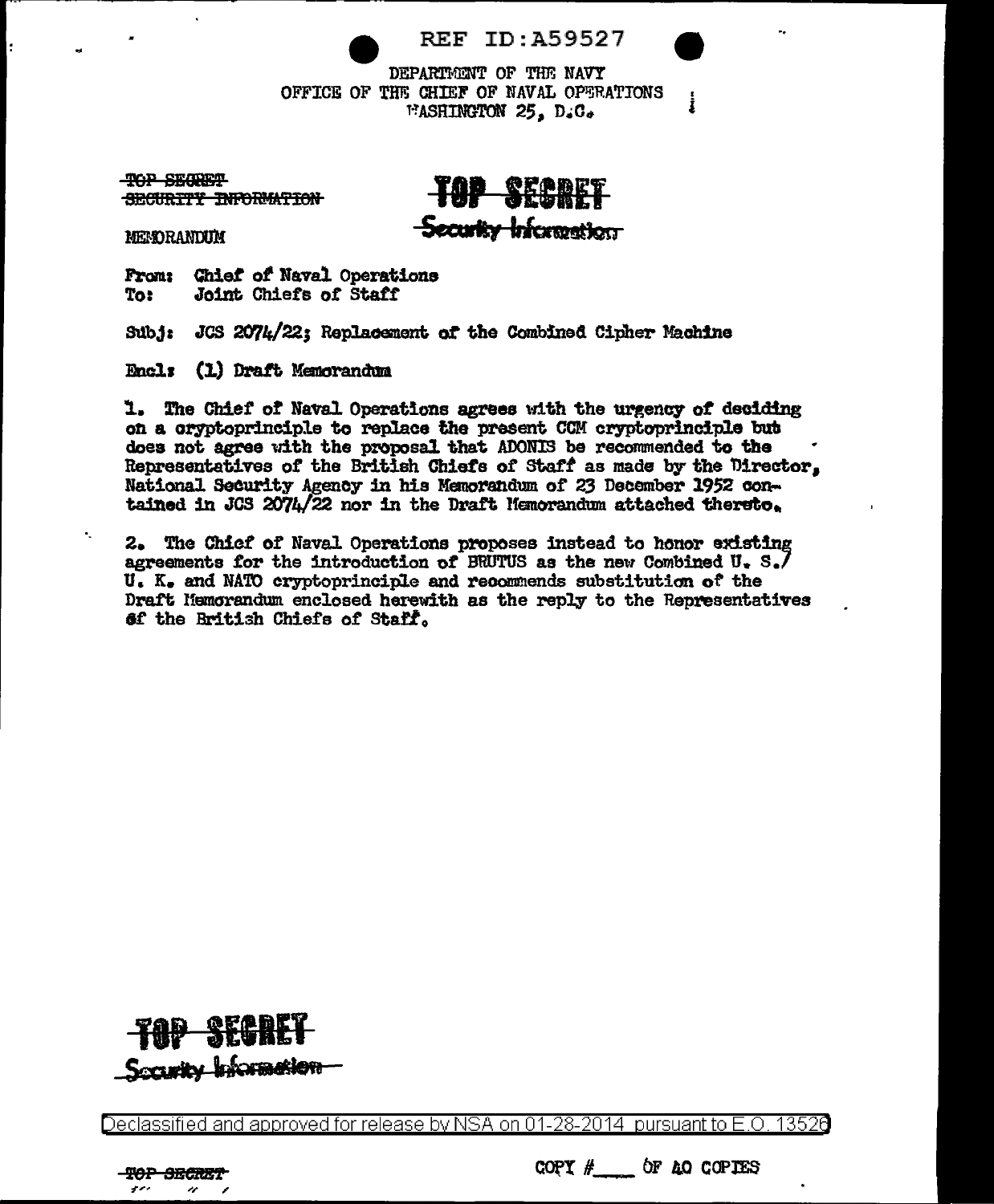REF ID:A59527

DEPARTMENT OF THE NAVY
OFFICE OF THE CHIEF OF NAVAL OPERATIONS
WASHINGTON 25, D.C.

~~TOP SECRET~~
~~SECURITY INFORMATION~~

**TOP SECRET**
~~Security Information~~

MEMORANDUM

From: Chief of Naval Operations
To: Joint Chiefs of Staff

Subj: JCS 2074/22; Replacement of the Combined Cipher Machine

Encl: (1) Draft Memorandum

1. The Chief of Naval Operations agrees with the urgency of deciding on a cryptoprinciple to replace the present CCM cryptoprinciple but does not agree with the proposal that ADONIS be recommended to the Representatives of the British Chiefs of Staff as made by the Director, National Security Agency in his Memorandum of 23 December 1952 contained in JCS 2074/22 nor in the Draft Memorandum attached thereto.

2. The Chief of Naval Operations proposes instead to honor existing agreements for the introduction of BRUTUS as the new Combined U. S./U. K. and NATO cryptoprinciple and recommends substitution of the Draft Memorandum enclosed herewith as the reply to the Representatives of the British Chiefs of Staff.

**TOP SECRET**
~~Security Information~~

Declassified and approved for release by NSA on 01-28-2014 pursuant to E.O. 13526

~~TOP SECRET~~

COPY #\_\_\_\_ OF 40 COPIES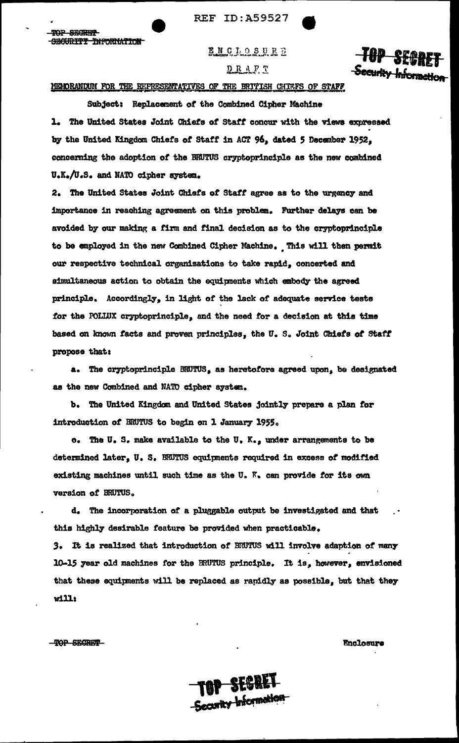TOP SECRET
SECURITY INFORMATION

ENCLOSURE

DRAFT

TOP SECRET
Security Information

MEMORANDUM FOR THE REPRESENTATIVES OF THE BRITISH CHIEFS OF STAFF

Subject: Replacement of the Combined Cipher Machine

1. The United States Joint Chiefs of Staff concur with the views expressed by the United Kingdom Chiefs of Staff in ACT 96, dated 5 December 1952, concerning the adoption of the BRUTUS cryptoprinciple as the new combined U.K./U.S. and NATO cipher system.

2. The United States Joint Chiefs of Staff agree as to the urgency and importance in reaching agreement on this problem. Further delays can be avoided by our making a firm and final decision as to the cryptoprinciple to be employed in the new Combined Cipher Machine. This will then permit our respective technical organizations to take rapid, concerted and simultaneous action to obtain the equipments which embody the agreed principle. Accordingly, in light of the lack of adequate service tests for the POLLUX cryptoprinciple, and the need for a decision at this time based on known facts and proven principles, the U. S. Joint Chiefs of Staff propose that:

a. The cryptoprinciple BRUTUS, as heretofore agreed upon, be designated as the new Combined and NATO cipher system.

b. The United Kingdom and United States jointly prepare a plan for introduction of BRUTUS to begin on 1 January 1955.

c. The U. S. make available to the U. K., under arrangements to be determined later, U. S. BRUTUS equipments required in excess of modified existing machines until such time as the U. K. can provide for its own version of BRUTUS.

d. The incorporation of a pluggable output be investigated and that this highly desirable feature be provided when practicable.

3. It is realized that introduction of BRUTUS will involve adaption of many 10-15 year old machines for the BRUTUS principle. It is, however, envisioned that these equipments will be replaced as rapidly as possible, but that they will:

TOP SECRET

Enclosure

TOP SECRET
Security Information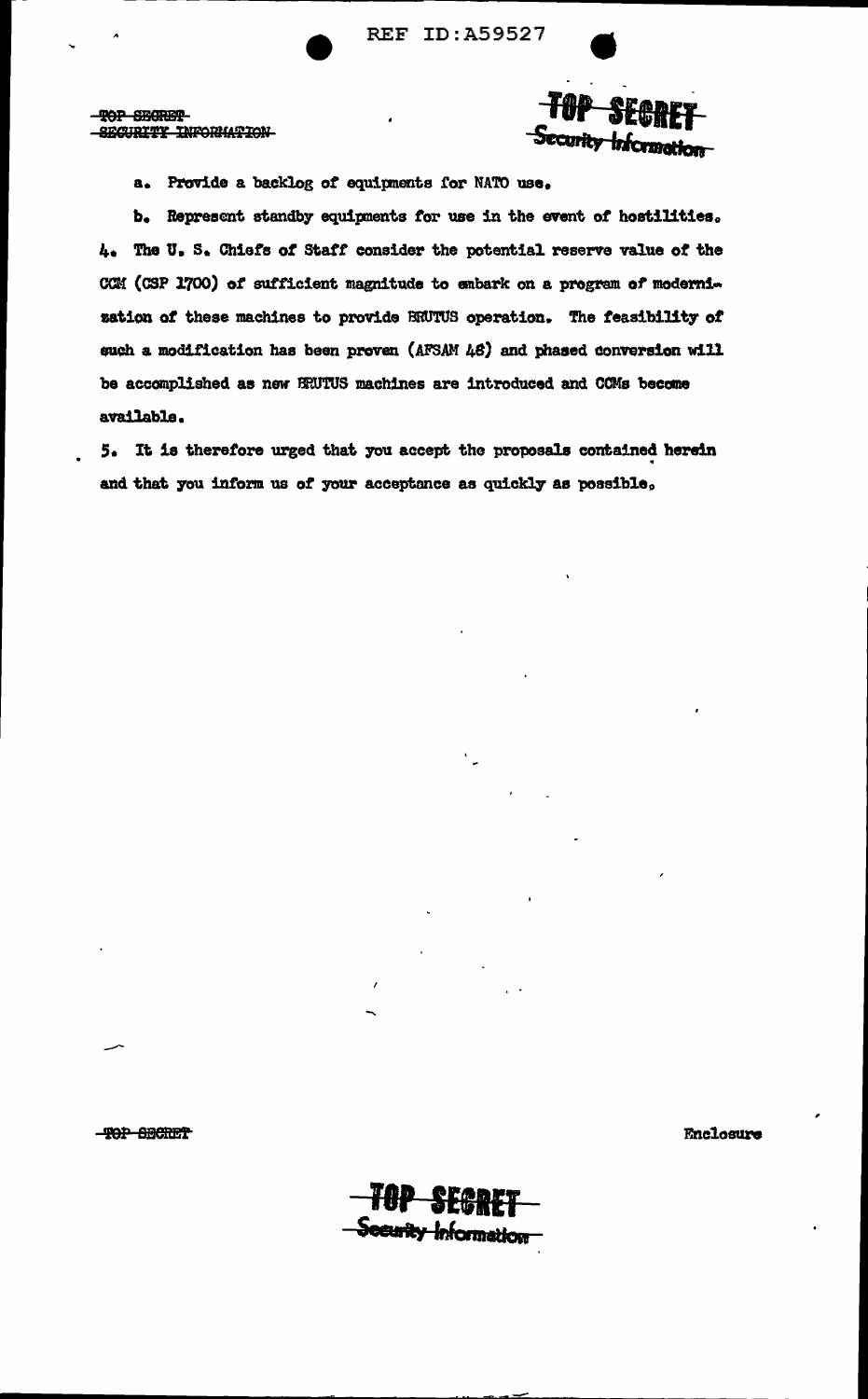a. Provide a backlog of equipments for NATO use.

b. Represent standby equipments for use in the event of hostilities.

4. The U. S. Chiefs of Staff consider the potential reserve value of the CCM (CSP 1700) of sufficient magnitude to embark on a program of modernization of these machines to provide BRUTUS operation. The feasibility of such a modification has been proven (AFSAM 48) and phased conversion will be accomplished as new BRUTUS machines are introduced and CCMs become available.

5. It is therefore urged that you accept the proposals contained herein and that you inform us of your acceptance as quickly as possible.

Enclosure